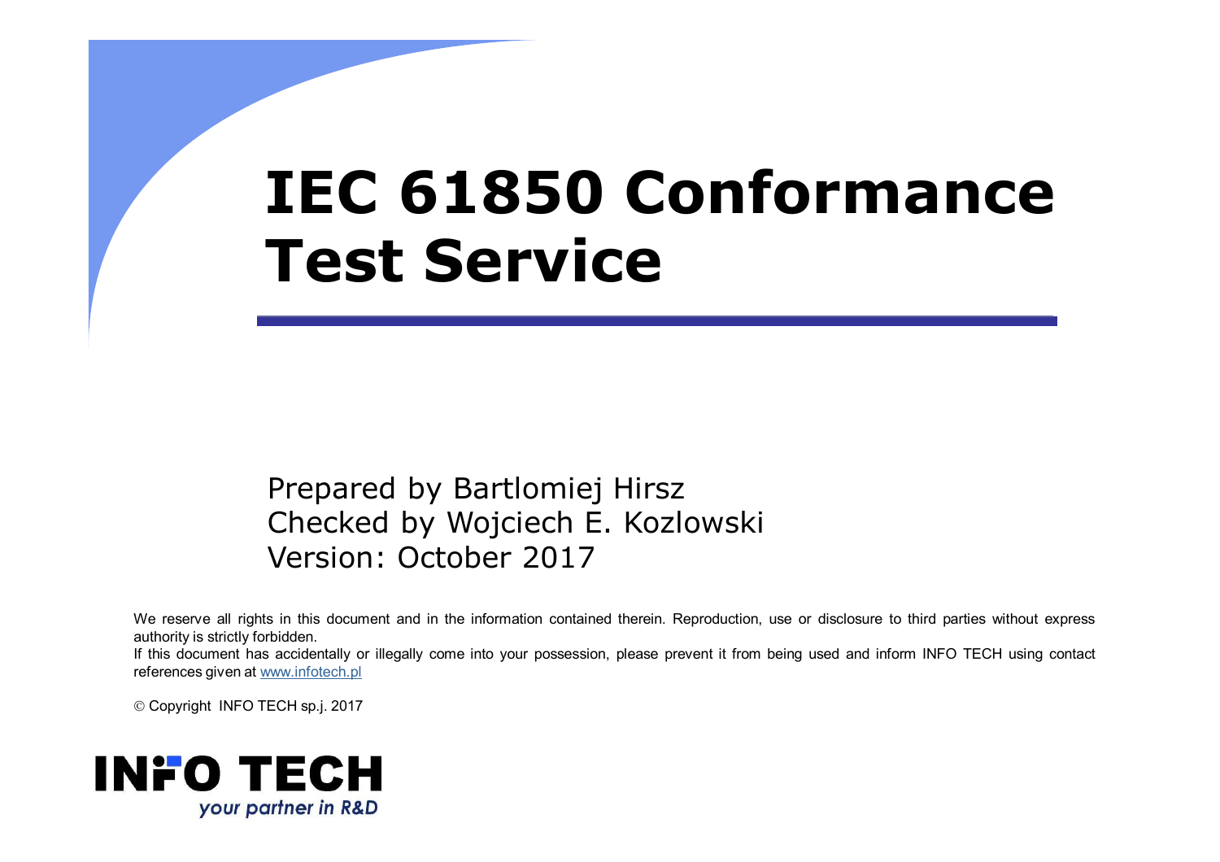# IEC 61850 Conformance Test Service

Prepared by Bartlomiej Hirsz
Checked by Wojciech E. Kozlowski
Version: October 2017

We reserve all rights in this document and in the information contained therein. Reproduction, use or disclosure to third parties without express authority is strictly forbidden.
If this document has accidentally or illegally come into your possession, please prevent it from being used and inform INFO TECH using contact references given at www.infotech.pl

© Copyright INFO TECH sp.j. 2017

INFO TECH
*your partner in R&D*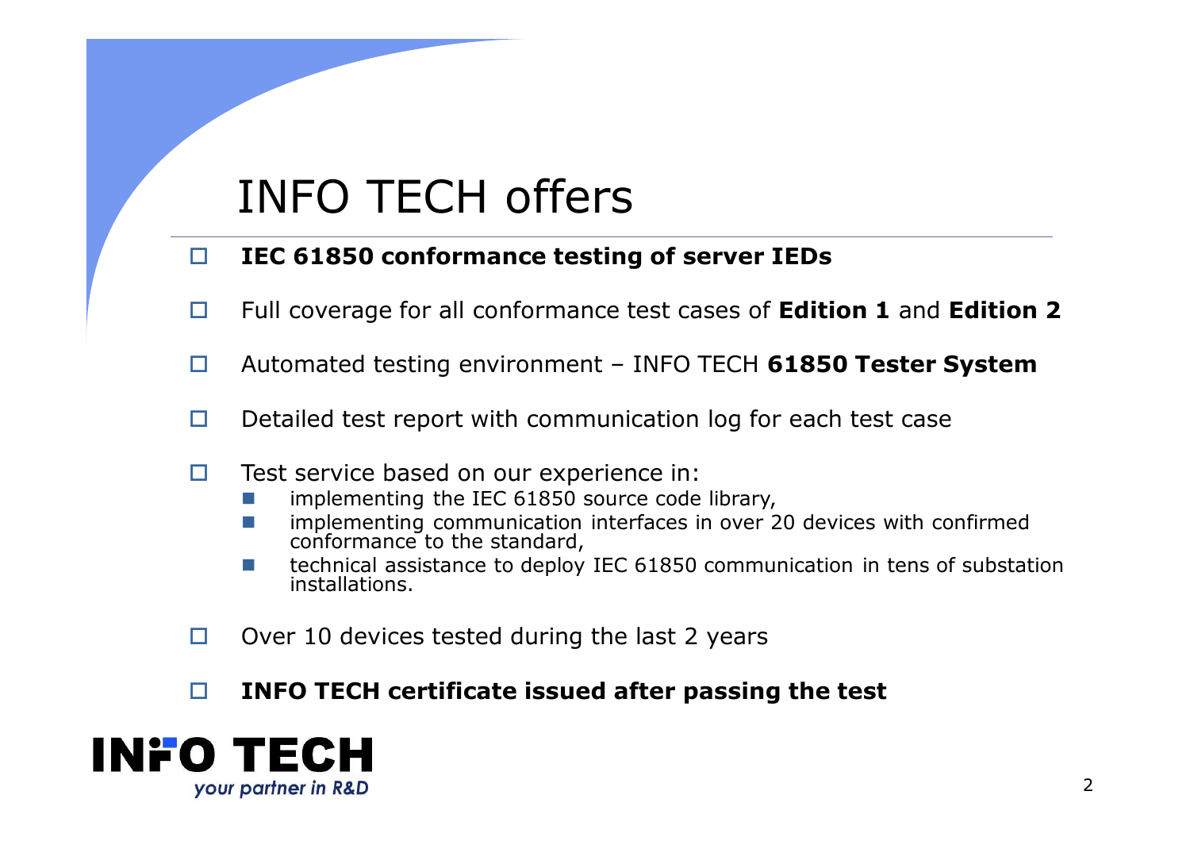# INFO TECH offers

- **IEC 61850 conformance testing of server IEDs**
- Full coverage for all conformance test cases of **Edition 1** and **Edition 2**
- Automated testing environment – INFO TECH **61850 Tester System**
- Detailed test report with communication log for each test case
- Test service based on our experience in:
  - implementing the IEC 61850 source code library,
  - implementing communication interfaces in over 20 devices with confirmed conformance to the standard,
  - technical assistance to deploy IEC 61850 communication in tens of substation installations.
- Over 10 devices tested during the last 2 years
- **INFO TECH certificate issued after passing the test**

INFO TECH
*your partner in R&D*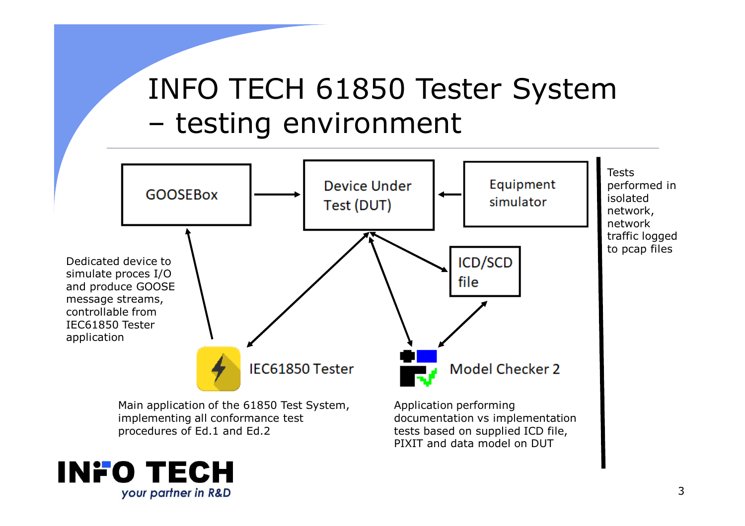# INFO TECH 61850 Tester System – testing environment

GOOSEBox

Device Under Test (DUT)

Equipment simulator

ICD/SCD file

Dedicated device to simulate proces I/O and produce GOOSE message streams, controllable from IEC61850 Tester application

IEC61850 Tester

Main application of the 61850 Test System, implementing all conformance test procedures of Ed.1 and Ed.2

Model Checker 2

Application performing documentation vs implementation tests based on supplied ICD file, PIXIT and data model on DUT

Tests performed in isolated network, network traffic logged to pcap files

**INFO TECH**

*your partner in R&D*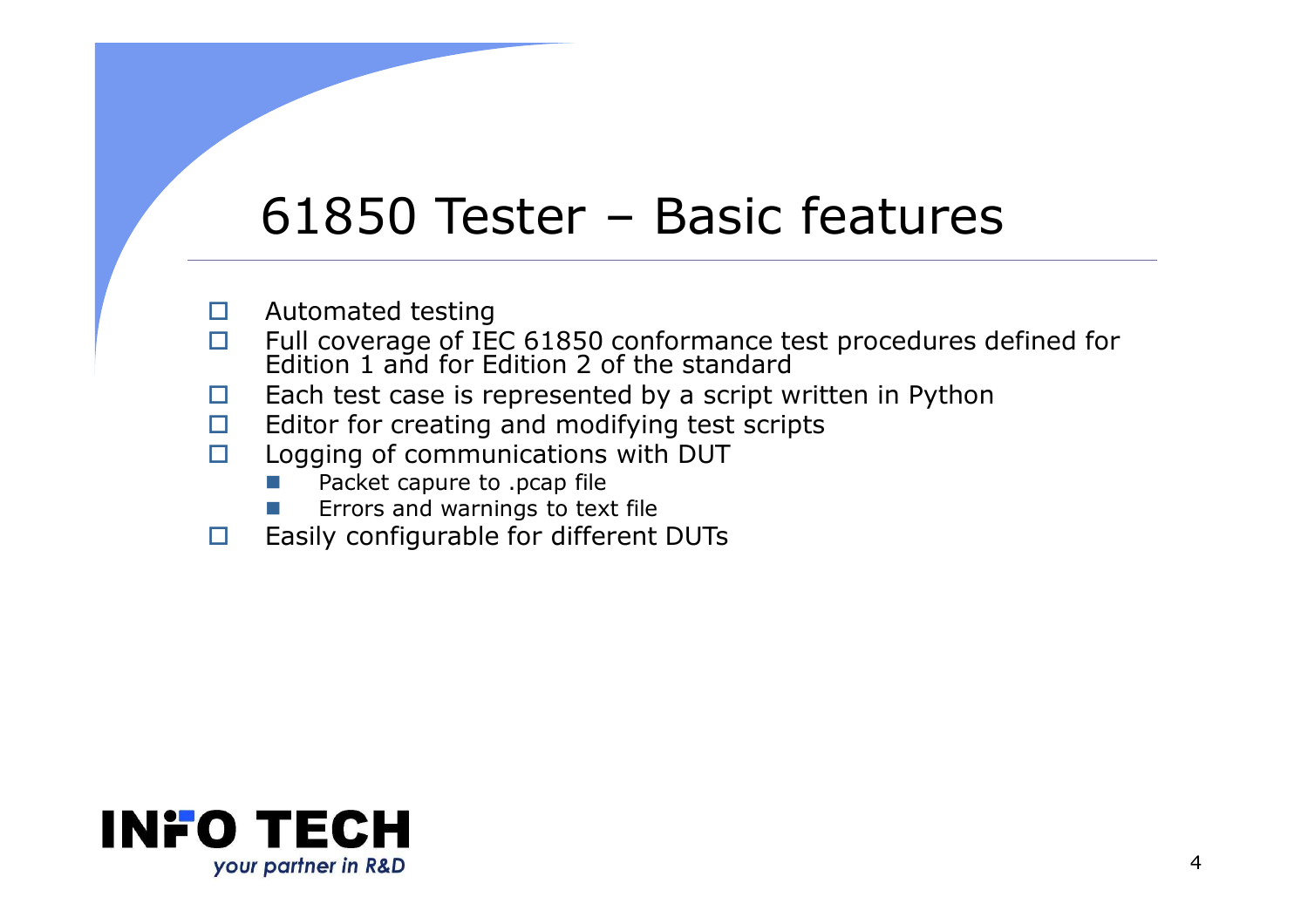# 61850 Tester – Basic features

- Automated testing
- Full coverage of IEC 61850 conformance test procedures defined for Edition 1 and for Edition 2 of the standard
- Each test case is represented by a script written in Python
- Editor for creating and modifying test scripts
- Logging of communications with DUT
  - Packet capure to .pcap file
  - Errors and warnings to text file
- Easily configurable for different DUTs

INFO TECH
*your partner in R&D*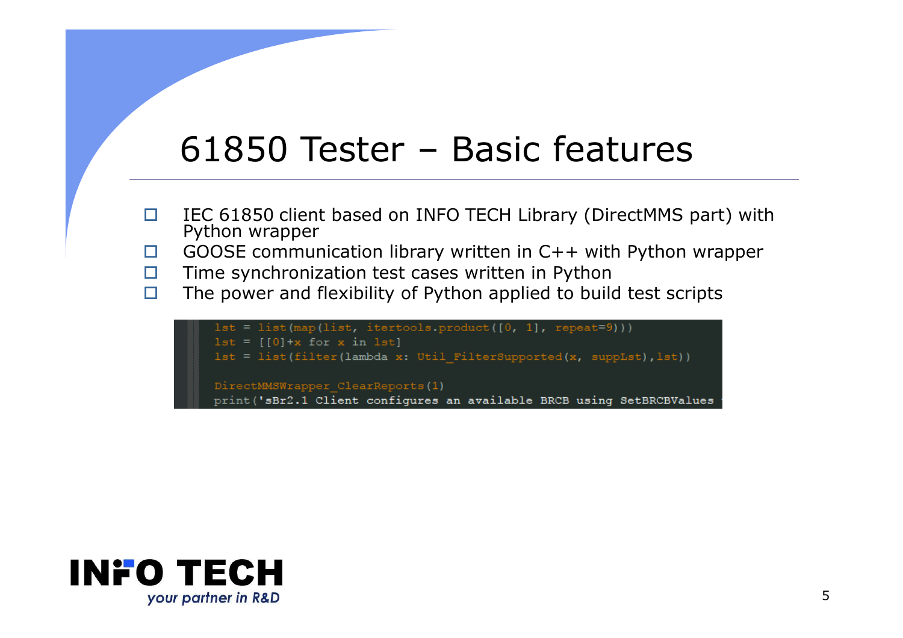# 61850 Tester – Basic features

- IEC 61850 client based on INFO TECH Library (DirectMMS part) with Python wrapper
- GOOSE communication library written in C++ with Python wrapper
- Time synchronization test cases written in Python
- The power and flexibility of Python applied to build test scripts

```
lst = list(map(list, itertools.product([0, 1], repeat=9)))
lst = [[0]+x for x in lst]
lst = list(filter(lambda x: Util_FilterSupported(x, suppLst),lst))

DirectMMSWrapper_ClearReports(1)
print('sBr2.1 Client configures an available BRCB using SetBRCBValues
```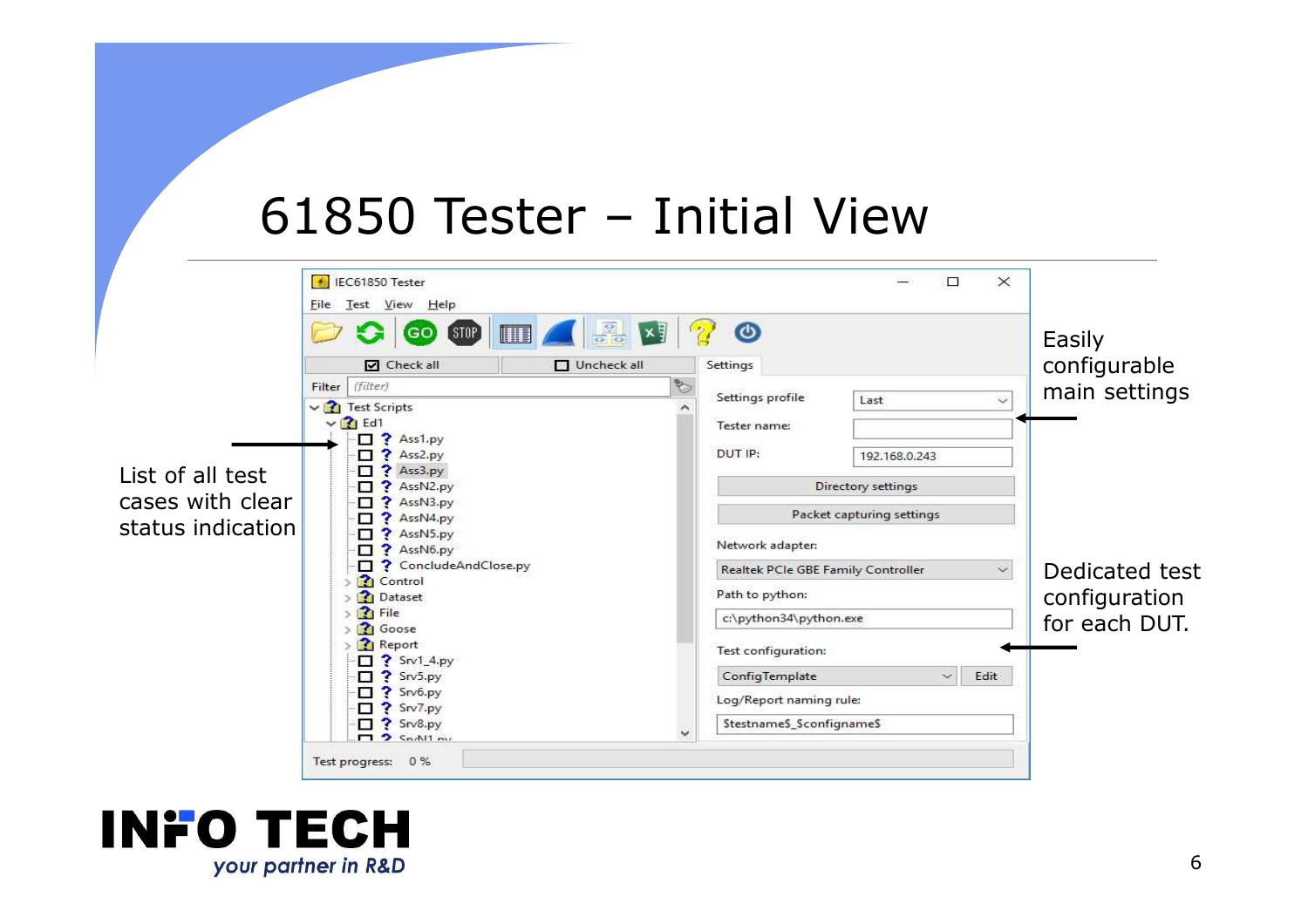# 61850 Tester – Initial View

IEC61850 Tester

File Test View Help

Check all | Uncheck all | Settings

Filter (filter)

- Test Scripts
  - Ed1
    - Ass1.py
    - Ass2.py
    - Ass3.py
    - AssN2.py
    - AssN3.py
    - AssN4.py
    - AssN5.py
    - AssN6.py
    - ConcludeAndClose.py
  - Control
  - Dataset
  - File
  - Goose
  - Report
    - Srv1_4.py
    - Srv5.py
    - Srv6.py
    - Srv7.py
    - Srv8.py
    - SrvN1.py

Settings profile: Last

Tester name:

DUT IP: 192.168.0.243

Directory settings

Packet capturing settings

Network adapter: Realtek PCIe GBE Family Controller

Path to python: c:\python34\python.exe

Test configuration: ConfigTemplate Edit

Log/Report naming rule: $testname$_$configname$

Test progress: 0 %

List of all test cases with clear status indication

Easily configurable main settings

Dedicated test configuration for each DUT.

INFO TECH
*your partner in R&D*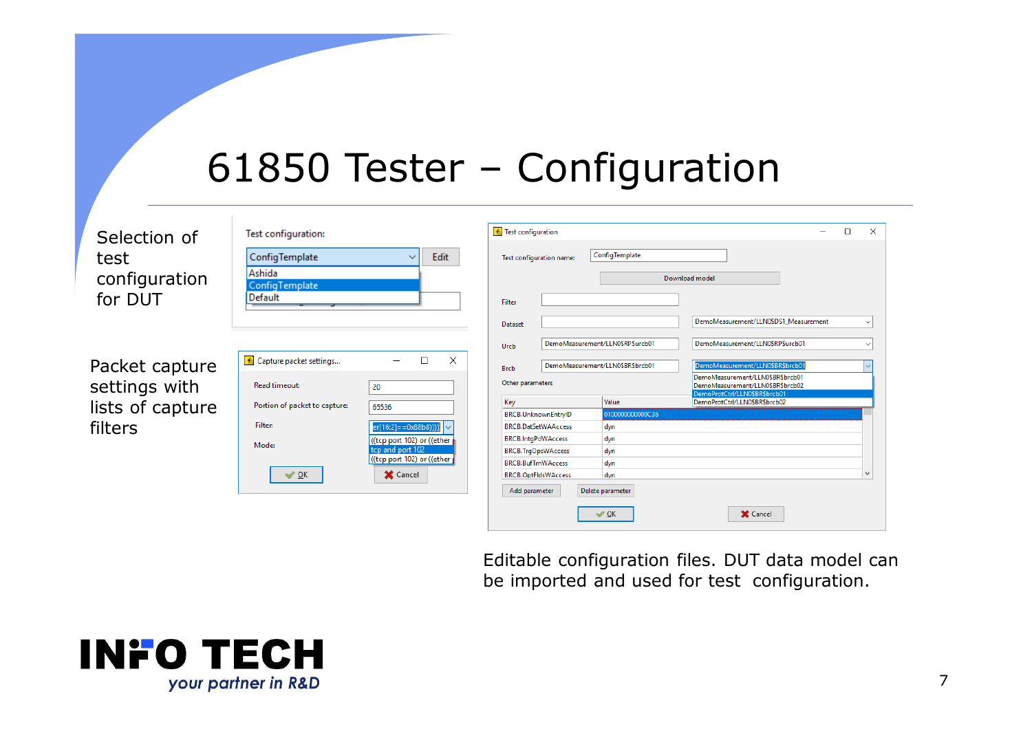# 61850 Tester – Configuration

Selection of test configuration for DUT

Packet capture settings with lists of capture filters

Editable configuration files. DUT data model can be imported and used for test configuration.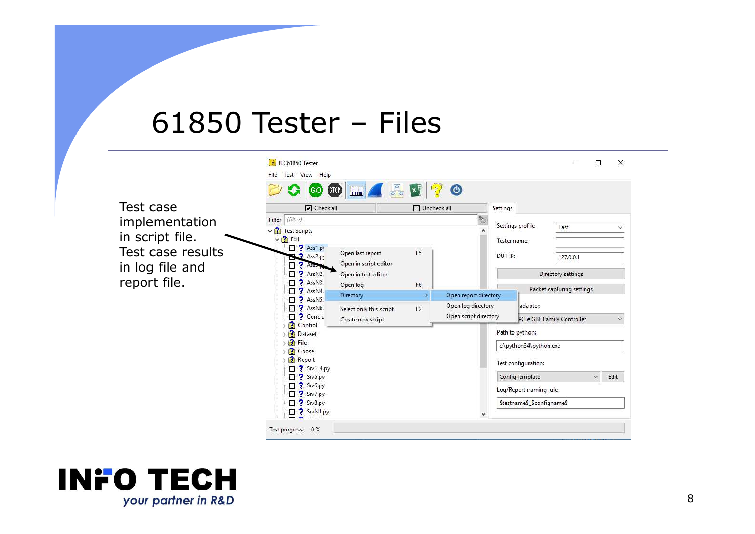# 61850 Tester – Files

Test case implementation in script file.
Test case results in log file and report file.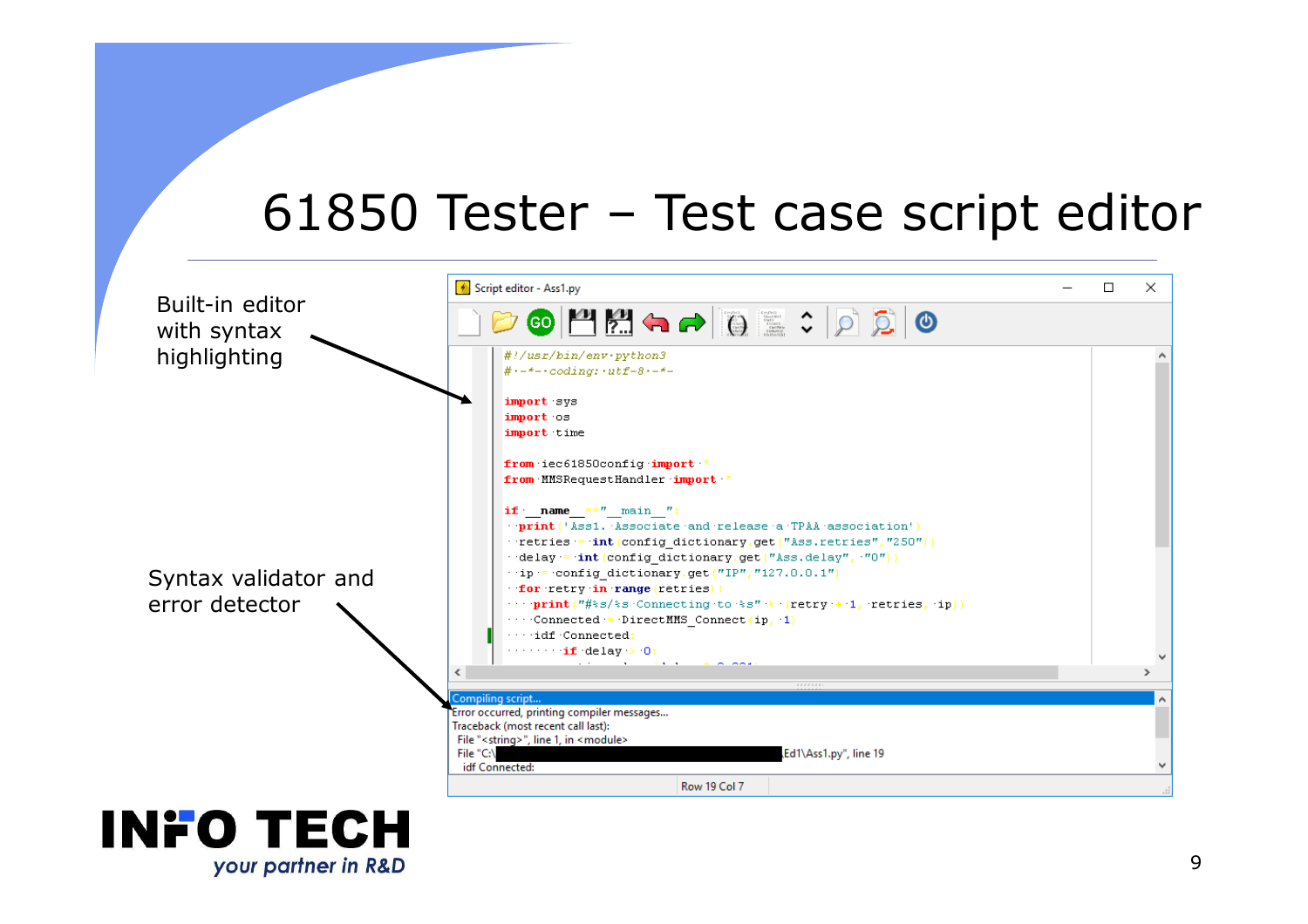# 61850 Tester – Test case script editor

Built-in editor with syntax highlighting

Syntax validator and error detector

Script editor - Ass1.py

```
#!/usr/bin/env python3
# -*- coding: utf-8 -*-

import sys
import os
import time

from iec61850config import *
from MMSRequestHandler import *

if __name__=="__main__":
  print('Ass1. Associate and release a TPAA association')
  retries = int(config_dictionary.get("Ass.retries","250"))
  delay = int(config_dictionary.get("Ass.delay", "0"))
  ip = config_dictionary.get("IP","127.0.0.1")
  for retry in range(retries):
    print("#%s/%s Connecting to %s" % (retry + 1, retries, ip))
    Connected = DirectMMS_Connect(ip, 1)
    idf Connected:
        if delay > 0:
```

```
Compiling script...
Error occurred, printing compiler messages...
Traceback (most recent call last):
  File "<string>", line 1, in <module>
  File "C:\                                        Ed1\Ass1.py", line 19
    idf Connected:
```

Row 19 Col 7

INFO TECH
*your partner in R&D*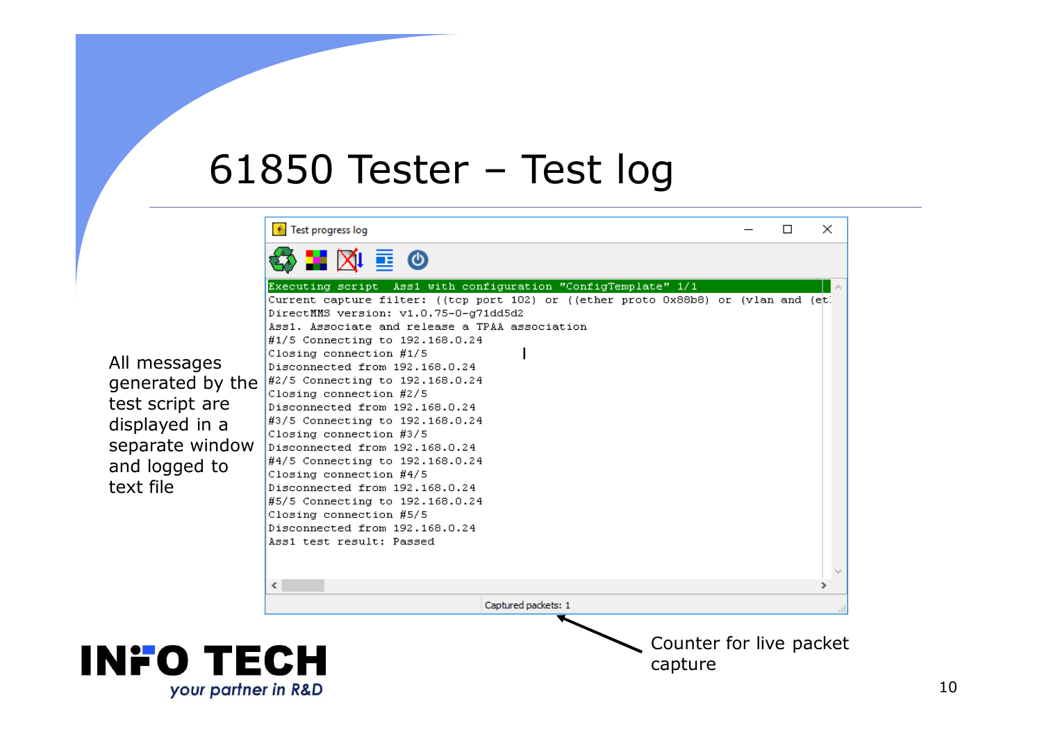# 61850 Tester – Test log

All messages generated by the test script are displayed in a separate window and logged to text file

Test progress log

```
Executing script  Ass1 with configuration "ConfigTemplate" 1/1
Current capture filter: ((tcp port 102) or ((ether proto 0x88b8) or (vlan and (et
DirectMMS version: v1.0.75-0-g71dd5d2
Ass1. Associate and release a TPAA association
#1/5 Connecting to 192.168.0.24
Closing connection #1/5
Disconnected from 192.168.0.24
#2/5 Connecting to 192.168.0.24
Closing connection #2/5
Disconnected from 192.168.0.24
#3/5 Connecting to 192.168.0.24
Closing connection #3/5
Disconnected from 192.168.0.24
#4/5 Connecting to 192.168.0.24
Closing connection #4/5
Disconnected from 192.168.0.24
#5/5 Connecting to 192.168.0.24
Closing connection #5/5
Disconnected from 192.168.0.24
Ass1 test result: Passed
```

Captured packets: 1

Counter for live packet capture

INFO TECH
*your partner in R&D*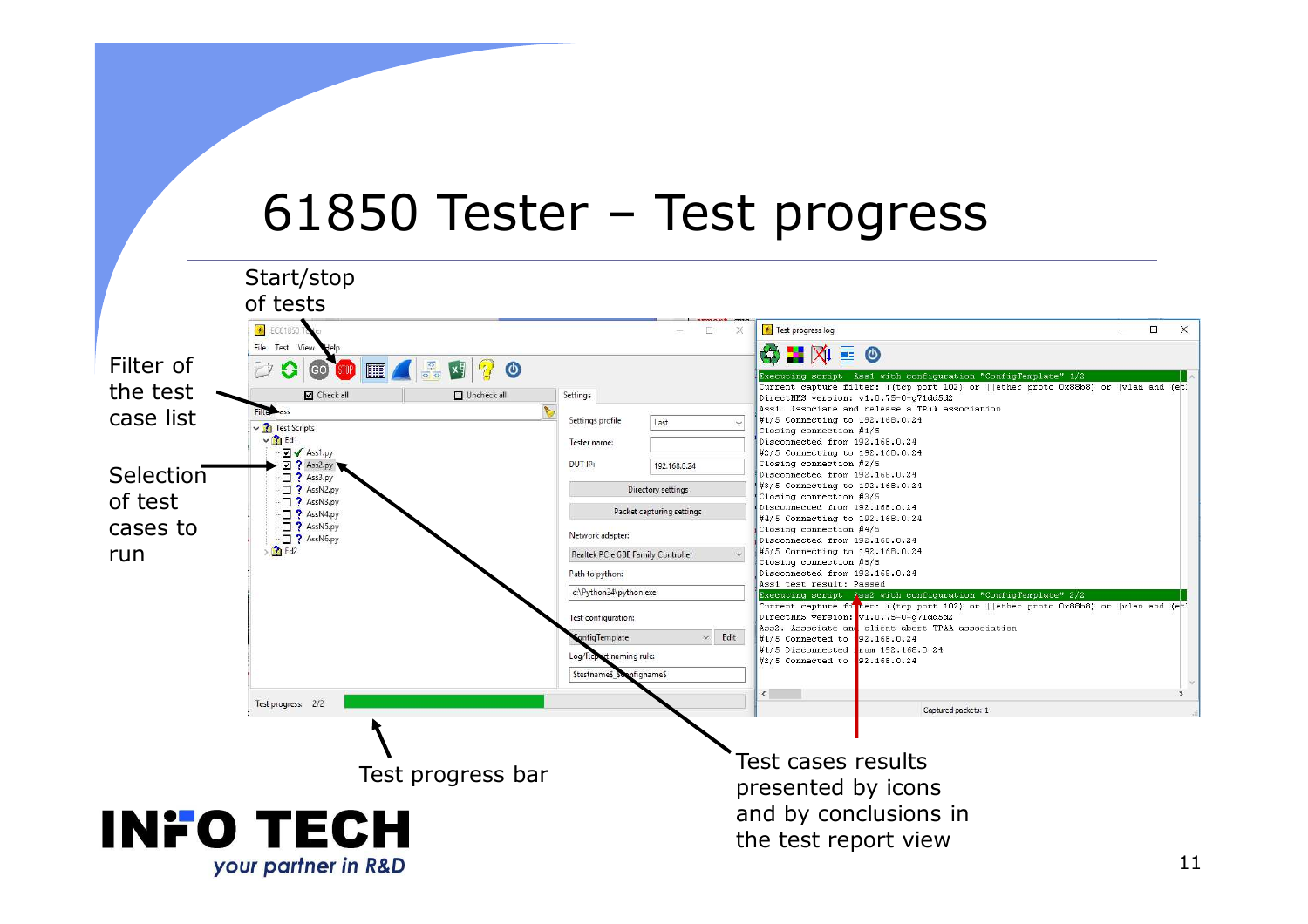# 61850 Tester – Test progress

Start/stop of tests

Filter of the test case list

Selection of test cases to run

Test progress bar

Test cases results presented by icons and by conclusions in the test report view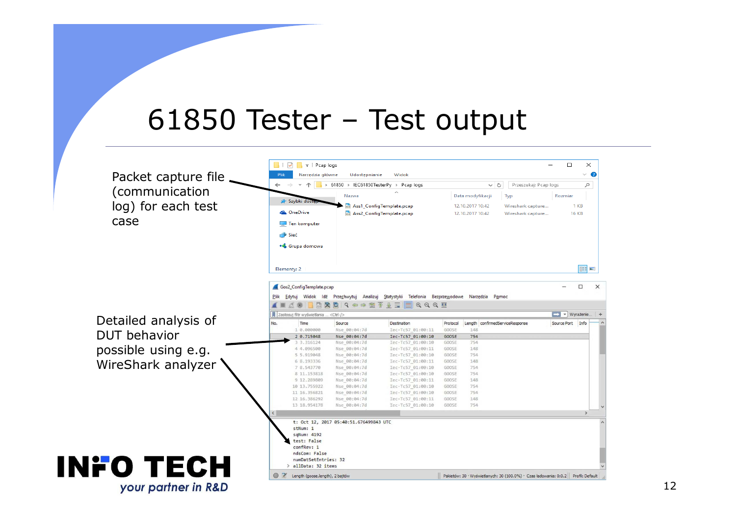# 61850 Tester – Test output

Packet capture file (communication log) for each test case

Detailed analysis of DUT behavior possible using e.g. WireShark analyzer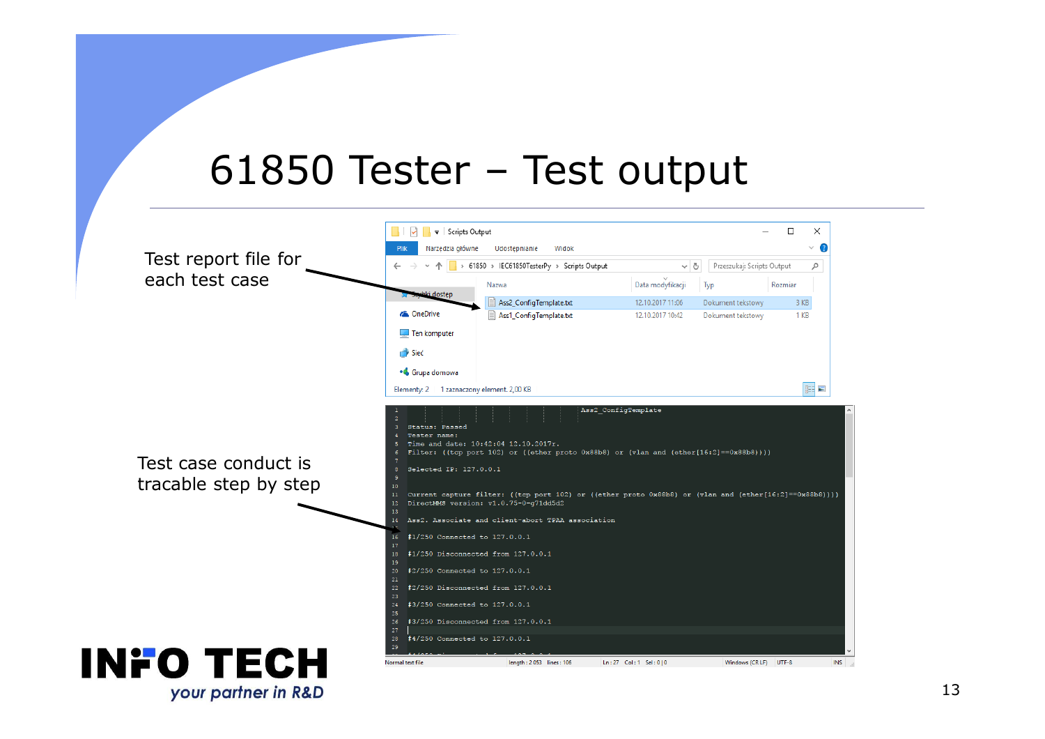# 61850 Tester – Test output

Test report file for each test case

Test case conduct is tracable step by step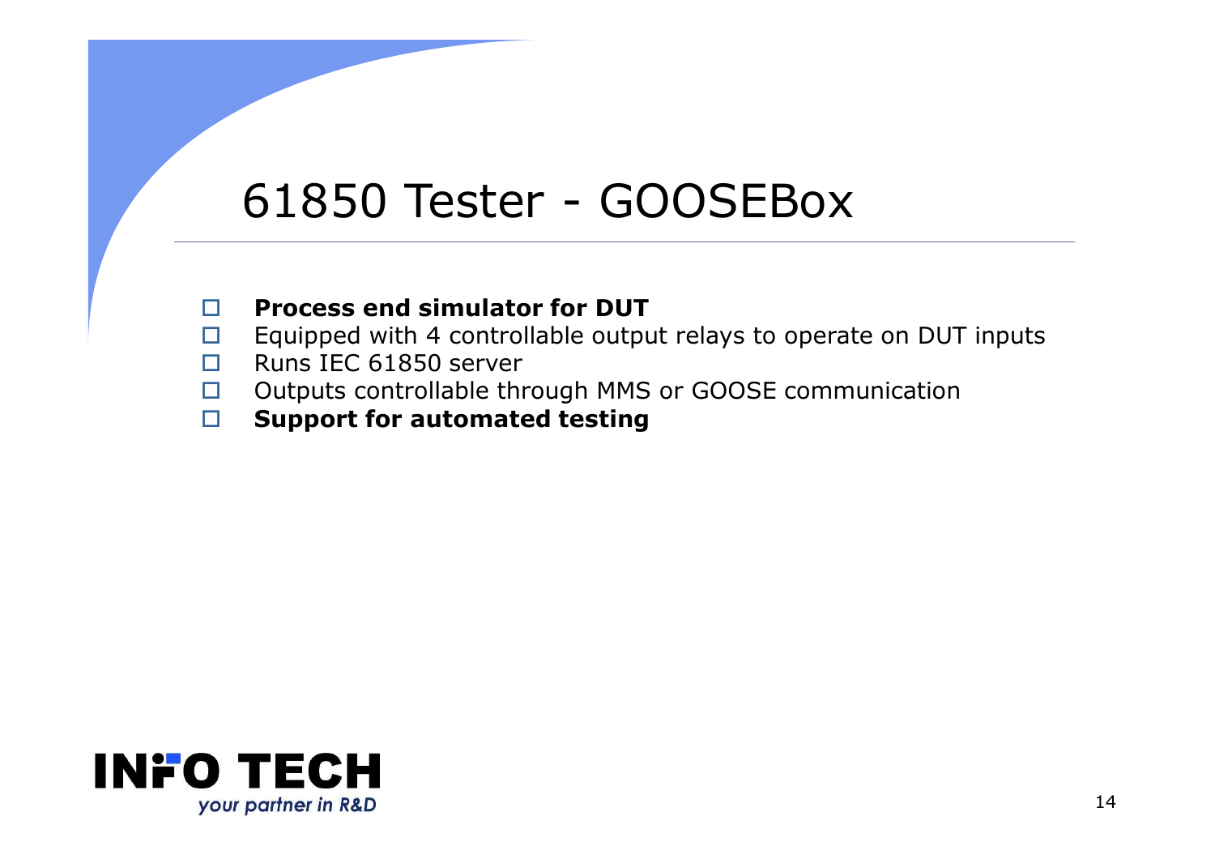# 61850 Tester - GOOSEBox

- **Process end simulator for DUT**
- Equipped with 4 controllable output relays to operate on DUT inputs
- Runs IEC 61850 server
- Outputs controllable through MMS or GOOSE communication
- **Support for automated testing**

INFO TECH
*your partner in R&D*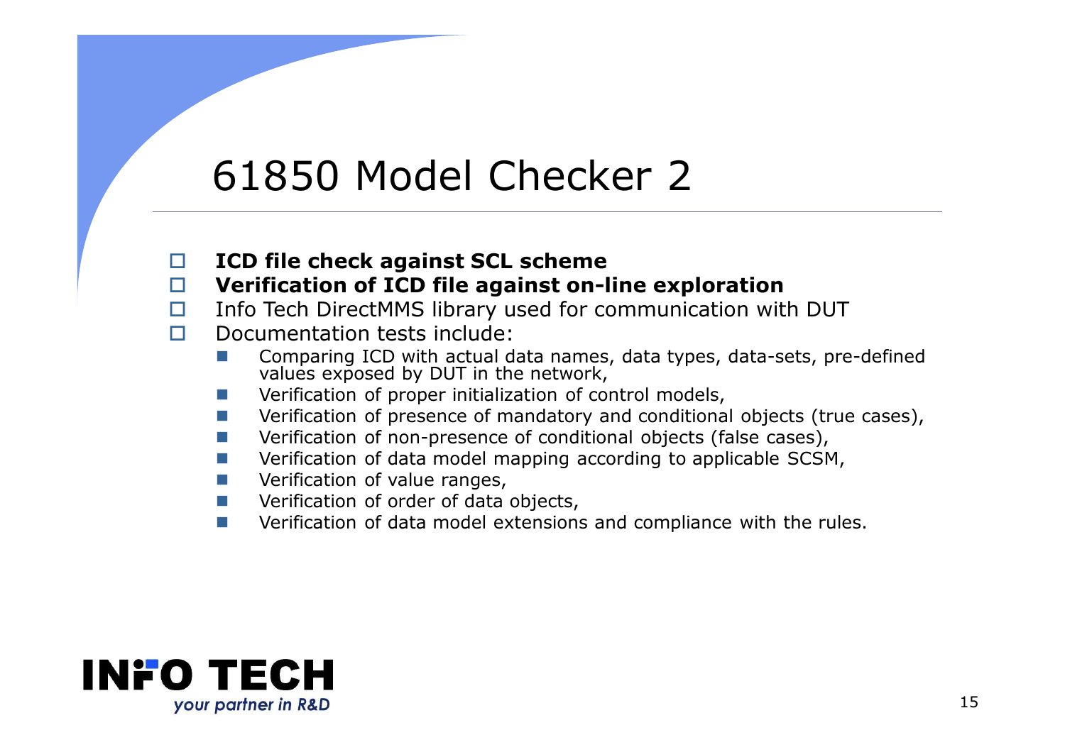# 61850 Model Checker 2

- **ICD file check against SCL scheme**
- **Verification of ICD file against on-line exploration**
- Info Tech DirectMMS library used for communication with DUT
- Documentation tests include:
  - Comparing ICD with actual data names, data types, data-sets, pre-defined values exposed by DUT in the network,
  - Verification of proper initialization of control models,
  - Verification of presence of mandatory and conditional objects (true cases),
  - Verification of non-presence of conditional objects (false cases),
  - Verification of data model mapping according to applicable SCSM,
  - Verification of value ranges,
  - Verification of order of data objects,
  - Verification of data model extensions and compliance with the rules.

INFO TECH
*your partner in R&D*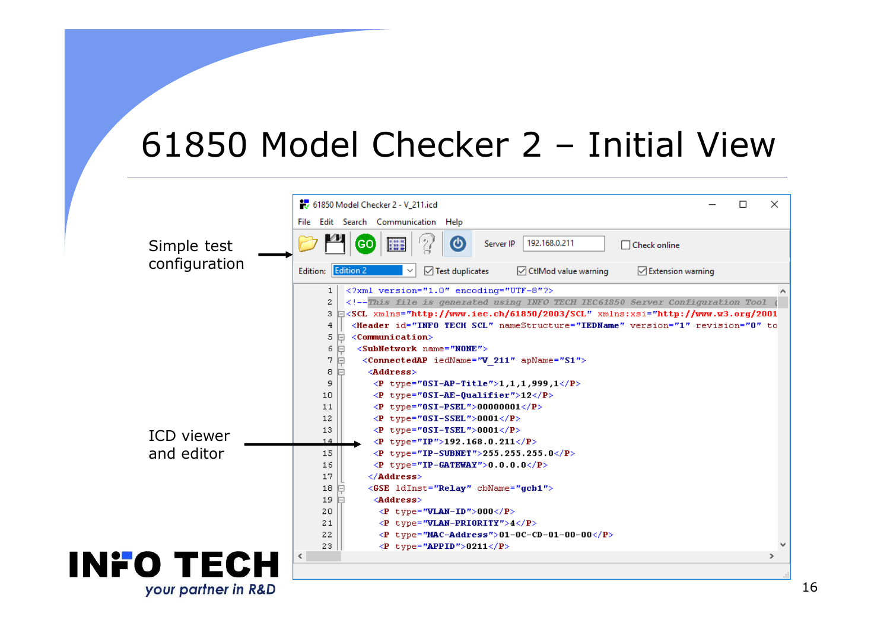# 61850 Model Checker 2 – Initial View

Simple test configuration

ICD viewer and editor

61850 Model Checker 2 - V_211.icd

File  Edit  Search  Communication  Help

Server IP 192.168.0.211  Check online

Edition: Edition 2  Test duplicates  CtlMod value warning  Extension warning

```
1  <?xml version="1.0" encoding="UTF-8"?>
2  <!--This file is generated using INFO TECH IEC61850 Server Configuration Tool (
3  <SCL xmlns="http://www.iec.ch/61850/2003/SCL" xmlns:xsi="http://www.w3.org/2001
4   <Header id="INFO TECH SCL" nameStructure="IEDName" version="1" revision="0" to
5   <Communication>
6    <SubNetwork name="NONE">
7     <ConnectedAP iedName="V_211" apName="S1">
8      <Address>
9       <P type="OSI-AP-Title">1,1,1,999,1</P>
10      <P type="OSI-AE-Qualifier">12</P>
11      <P type="OSI-PSEL">00000001</P>
12      <P type="OSI-SSEL">0001</P>
13      <P type="OSI-TSEL">0001</P>
14      <P type="IP">192.168.0.211</P>
15      <P type="IP-SUBNET">255.255.255.0</P>
16      <P type="IP-GATEWAY">0.0.0.0</P>
17     </Address>
18     <GSE ldInst="Relay" cbName="gcb1">
19      <Address>
20       <P type="VLAN-ID">000</P>
21       <P type="VLAN-PRIORITY">4</P>
22       <P type="MAC-Address">01-0C-CD-01-00-00</P>
23       <P type="APPID">0211</P>
```

INFO TECH
*your partner in R&D*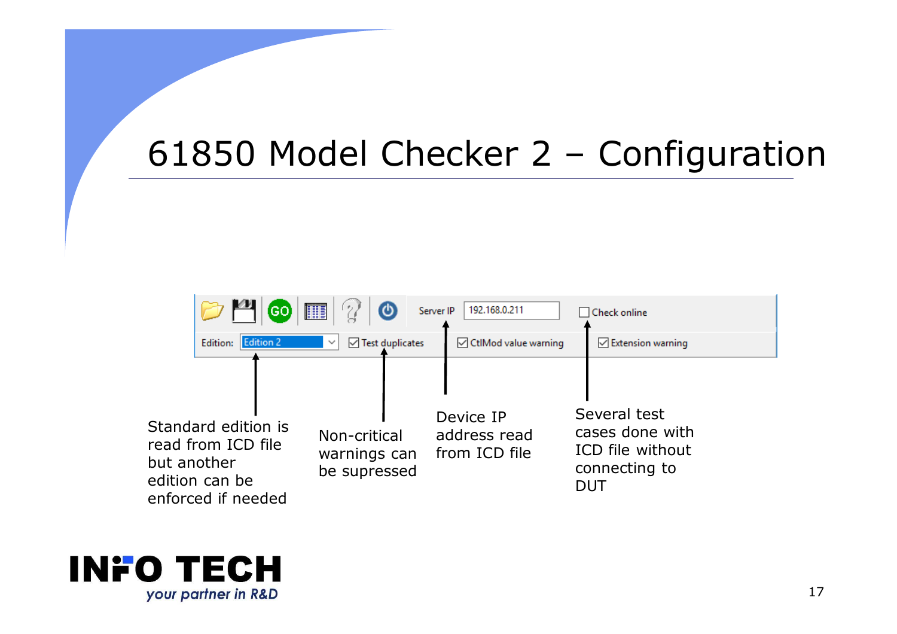# 61850 Model Checker 2 – Configuration

Server IP 192.168.0.211 | Check online

Edition: Edition 2 | Test duplicates | CtlMod value warning | Extension warning

- Standard edition is read from ICD file but another edition can be enforced if needed
- Non-critical warnings can be supressed
- Device IP address read from ICD file
- Several test cases done with ICD file without connecting to DUT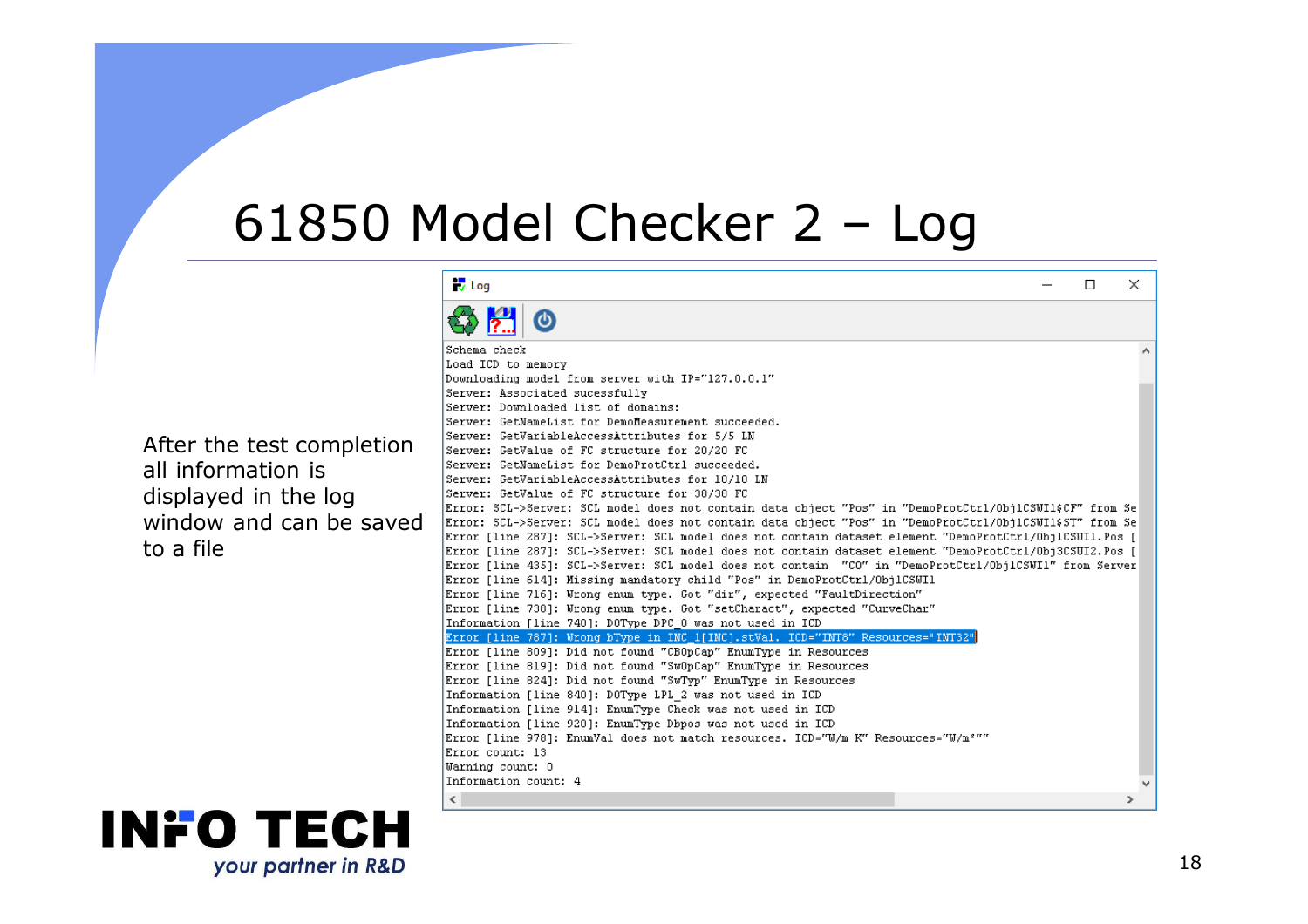# 61850 Model Checker 2 – Log

After the test completion all information is displayed in the log window and can be saved to a file

```
Schema check
Load ICD to memory
Downloading model from server with IP="127.0.0.1"
Server: Associated sucessfully
Server: Downloaded list of domains:
Server: GetNameList for DemoMeasurement succeeded.
Server: GetVariableAccessAttributes for 5/5 LN
Server: GetValue of FC structure for 20/20 FC
Server: GetNameList for DemoProtCtrl succeeded.
Server: GetVariableAccessAttributes for 10/10 LN
Server: GetValue of FC structure for 38/38 FC
Error: SCL->Server: SCL model does not contain data object "Pos" in "DemoProtCtrl/Obj1CSWI1$CF" from Se
Error: SCL->Server: SCL model does not contain data object "Pos" in "DemoProtCtrl/Obj1CSWI1$ST" from Se
Error [line 287]: SCL->Server: SCL model does not contain dataset element "DemoProtCtrl/Obj1CSWI1.Pos [
Error [line 287]: SCL->Server: SCL model does not contain dataset element "DemoProtCtrl/Obj3CSWI2.Pos [
Error [line 435]: SCL->Server: SCL model does not contain  "CO" in "DemoProtCtrl/Obj1CSWI1" from Server
Error [line 614]: Missing mandatory child "Pos" in DemoProtCtrl/Obj1CSWI1
Error [line 716]: Wrong enum type. Got "dir", expected "FaultDirection"
Error [line 738]: Wrong enum type. Got "setCharact", expected "CurveChar"
Information [line 740]: DOType DPC_0 was not used in ICD
Error [line 787]: Wrong bType in INC_1[INC].stVal. ICD="INT8" Resources="INT32"
Error [line 809]: Did not found "CBOpCap" EnumType in Resources
Error [line 819]: Did not found "SwOpCap" EnumType in Resources
Error [line 824]: Did not found "SwTyp" EnumType in Resources
Information [line 840]: DOType LPL_2 was not used in ICD
Information [line 914]: EnumType Check was not used in ICD
Information [line 920]: EnumType Dbpos was not used in ICD
Error [line 978]: EnumVal does not match resources. ICD="W/m K" Resources="W/m²""
Error count: 13
Warning count: 0
Information count: 4
```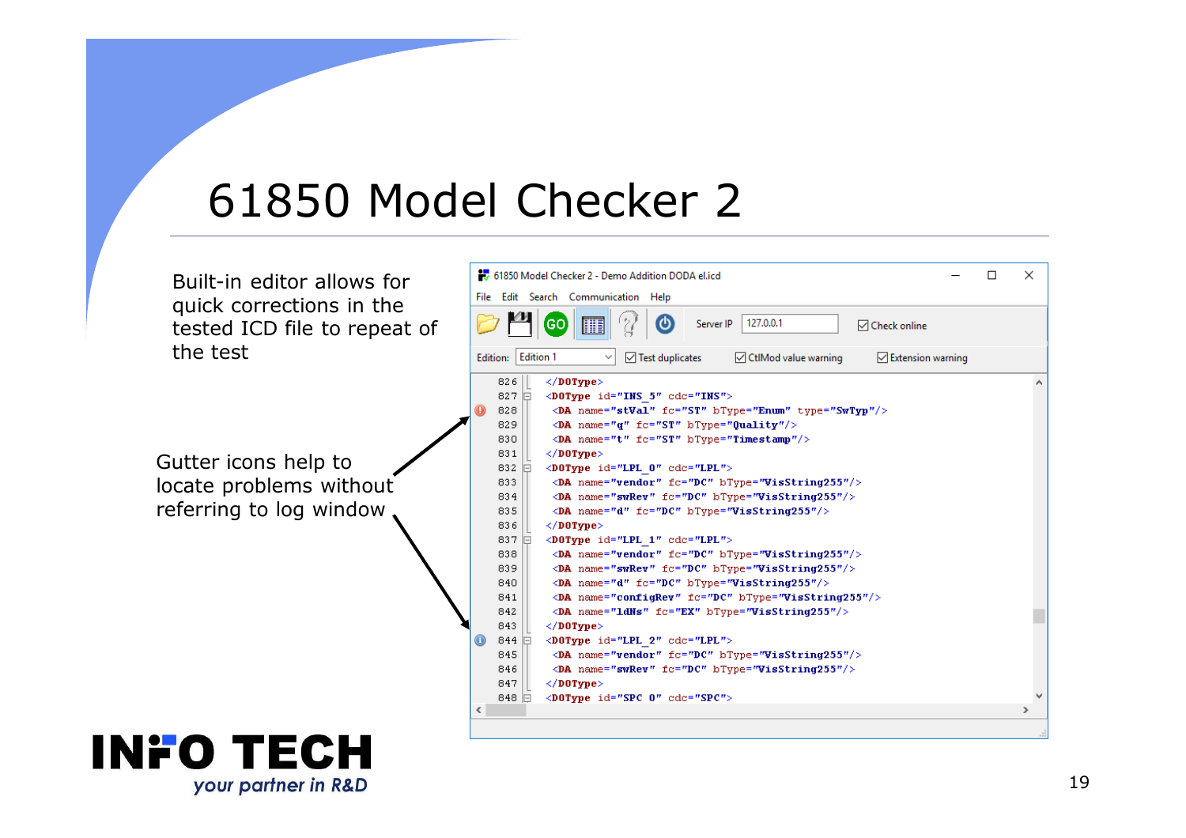# 61850 Model Checker 2

Built-in editor allows for quick corrections in the tested ICD file to repeat of the test

Gutter icons help to locate problems without referring to log window

61850 Model Checker 2 - Demo Addition DODA el.icd

File Edit Search Communication Help

Server IP 127.0.0.1 Check online

Edition: Edition 1 Test duplicates CtlMod value warning Extension warning

```
826  </DOType>
827  <DOType id="INS_5" cdc="INS">
828    <DA name="stVal" fc="ST" bType="Enum" type="SwTyp"/>
829    <DA name="q" fc="ST" bType="Quality"/>
830    <DA name="t" fc="ST" bType="Timestamp"/>
831  </DOType>
832  <DOType id="LPL_0" cdc="LPL">
833    <DA name="vendor" fc="DC" bType="VisString255"/>
834    <DA name="swRev" fc="DC" bType="VisString255"/>
835    <DA name="d" fc="DC" bType="VisString255"/>
836  </DOType>
837  <DOType id="LPL_1" cdc="LPL">
838    <DA name="vendor" fc="DC" bType="VisString255"/>
839    <DA name="swRev" fc="DC" bType="VisString255"/>
840    <DA name="d" fc="DC" bType="VisString255"/>
841    <DA name="configRev" fc="DC" bType="VisString255"/>
842    <DA name="ldNs" fc="EX" bType="VisString255"/>
843  </DOType>
844  <DOType id="LPL_2" cdc="LPL">
845    <DA name="vendor" fc="DC" bType="VisString255"/>
846    <DA name="swRev" fc="DC" bType="VisString255"/>
847  </DOType>
848  <DOType id="SPC_0" cdc="SPC">
```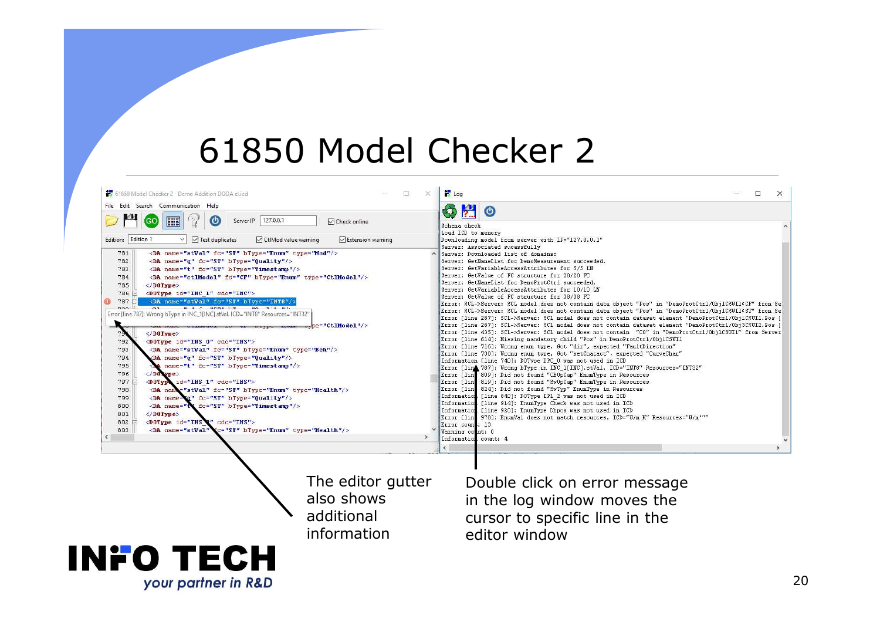# 61850 Model Checker 2

The editor gutter also shows additional information

Double click on error message in the log window moves the cursor to specific line in the editor window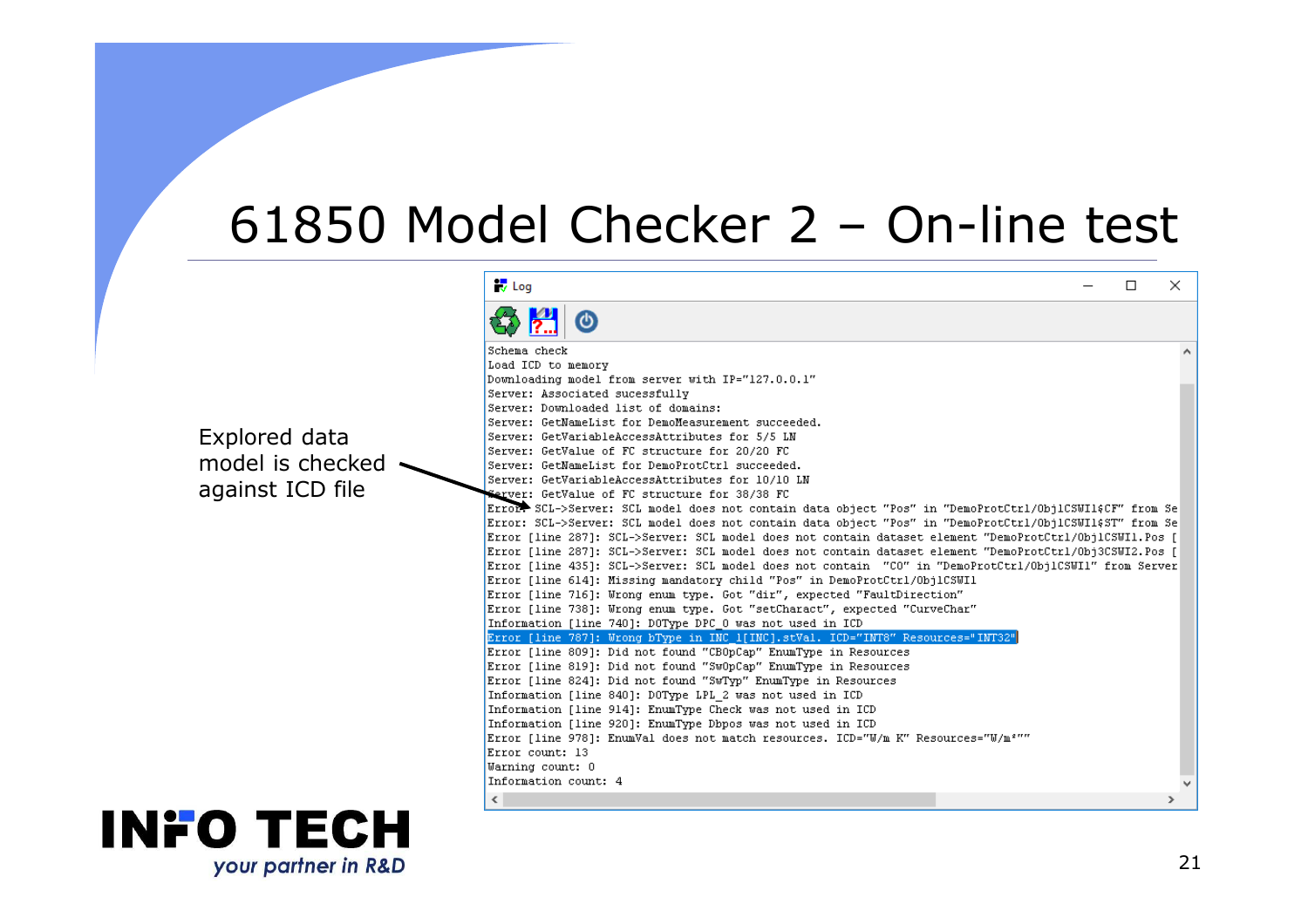# 61850 Model Checker 2 – On-line test

Explored data model is checked against ICD file

```
Log

Schema check
Load ICD to memory
Downloading model from server with IP="127.0.0.1"
Server: Associated sucessfully
Server: Downloaded list of domains:
Server: GetNameList for DemoMeasurement succeeded.
Server: GetVariableAccessAttributes for 5/5 LN
Server: GetValue of FC structure for 20/20 FC
Server: GetNameList for DemoProtCtrl succeeded.
Server: GetVariableAccessAttributes for 10/10 LN
Server: GetValue of FC structure for 38/38 FC
Error: SCL->Server: SCL model does not contain data object "Pos" in "DemoProtCtrl/Obj1CSWI1$CF" from Se
Error: SCL->Server: SCL model does not contain data object "Pos" in "DemoProtCtrl/Obj1CSWI1$ST" from Se
Error [line 287]: SCL->Server: SCL model does not contain dataset element "DemoProtCtrl/Obj1CSWI1.Pos [
Error [line 287]: SCL->Server: SCL model does not contain dataset element "DemoProtCtrl/Obj3CSWI2.Pos [
Error [line 435]: SCL->Server: SCL model does not contain  "CO" in "DemoProtCtrl/Obj1CSWI1" from Server
Error [line 614]: Missing mandatory child "Pos" in DemoProtCtrl/Obj1CSWI1
Error [line 716]: Wrong enum type. Got "dir", expected "FaultDirection"
Error [line 738]: Wrong enum type. Got "setCharact", expected "CurveChar"
Information [line 740]: DOType DPC_0 was not used in ICD
Error [line 787]: Wrong bType in INC_1[INC].stVal. ICD="INT8" Resources="INT32"
Error [line 809]: Did not found "CBOpCap" EnumType in Resources
Error [line 819]: Did not found "SwOpCap" EnumType in Resources
Error [line 824]: Did not found "SwTyp" EnumType in Resources
Information [line 840]: DOType LPL_2 was not used in ICD
Information [line 914]: EnumType Check was not used in ICD
Information [line 920]: EnumType Dbpos was not used in ICD
Error [line 978]: EnumVal does not match resources. ICD="W/m K" Resources="W/m²""
Error count: 13
Warning count: 0
Information count: 4
```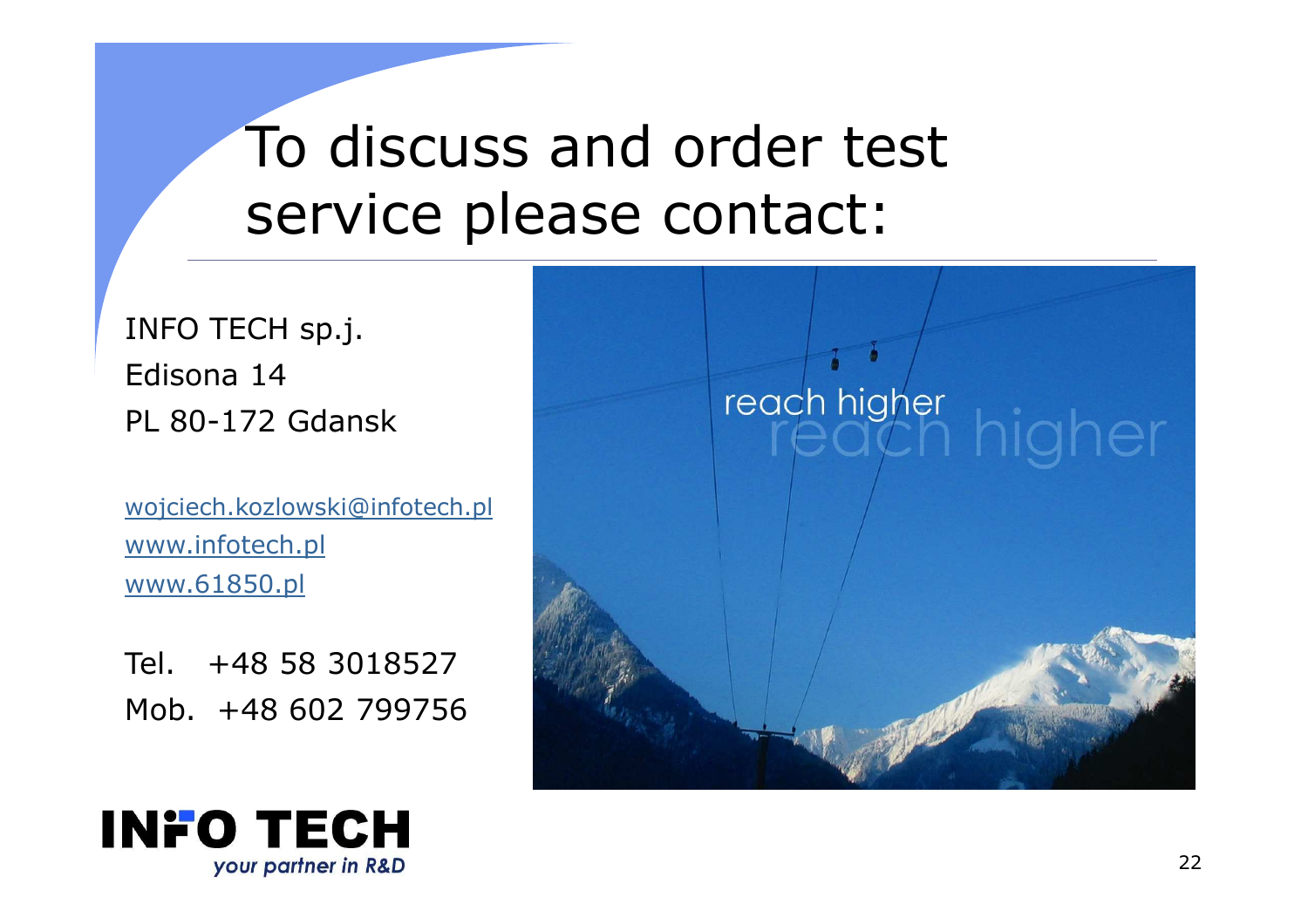# To discuss and order test service please contact:

INFO TECH sp.j.
Edisona 14
PL 80-172 Gdansk

wojciech.kozlowski@infotech.pl
www.infotech.pl
www.61850.pl

Tel. +48 58 3018527
Mob. +48 602 799756

INFO TECH
*your partner in R&D*